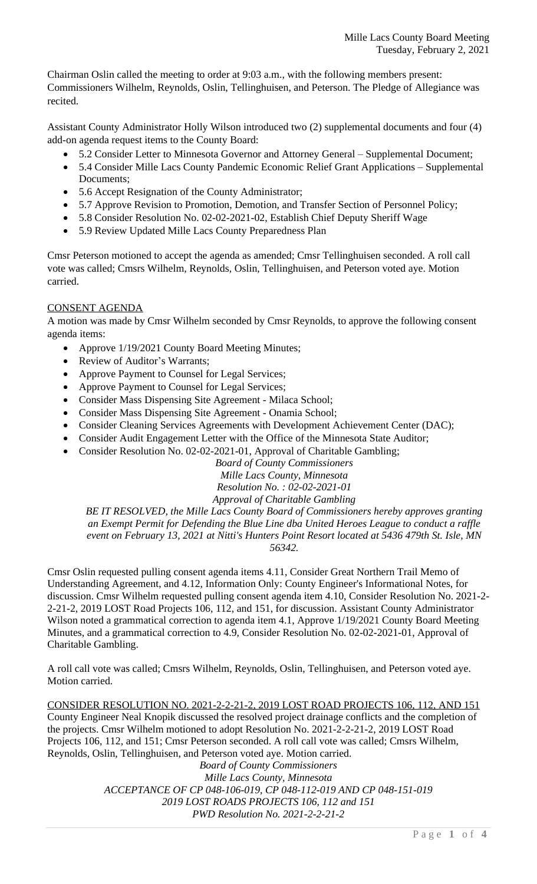Mille Lacs County Board Meeting
Tuesday, February 2, 2021

Chairman Oslin called the meeting to order at 9:03 a.m., with the following members present: Commissioners Wilhelm, Reynolds, Oslin, Tellinghuisen, and Peterson. The Pledge of Allegiance was recited.

Assistant County Administrator Holly Wilson introduced two (2) supplemental documents and four (4) add-on agenda request items to the County Board:

- 5.2 Consider Letter to Minnesota Governor and Attorney General – Supplemental Document;
- 5.4 Consider Mille Lacs County Pandemic Economic Relief Grant Applications – Supplemental Documents;
- 5.6 Accept Resignation of the County Administrator;
- 5.7 Approve Revision to Promotion, Demotion, and Transfer Section of Personnel Policy;
- 5.8 Consider Resolution No. 02-02-2021-02, Establish Chief Deputy Sheriff Wage
- 5.9 Review Updated Mille Lacs County Preparedness Plan

Cmsr Peterson motioned to accept the agenda as amended; Cmsr Tellinghuisen seconded. A roll call vote was called; Cmsrs Wilhelm, Reynolds, Oslin, Tellinghuisen, and Peterson voted aye. Motion carried.

## CONSENT AGENDA

A motion was made by Cmsr Wilhelm seconded by Cmsr Reynolds, to approve the following consent agenda items:

- Approve 1/19/2021 County Board Meeting Minutes;
- Review of Auditor's Warrants;
- Approve Payment to Counsel for Legal Services;
- Approve Payment to Counsel for Legal Services;
- Consider Mass Dispensing Site Agreement - Milaca School;
- Consider Mass Dispensing Site Agreement - Onamia School;
- Consider Cleaning Services Agreements with Development Achievement Center (DAC);
- Consider Audit Engagement Letter with the Office of the Minnesota State Auditor;
- Consider Resolution No. 02-02-2021-01, Approval of Charitable Gambling;

*Board of County Commissioners*
*Mille Lacs County, Minnesota*
*Resolution No. : 02-02-2021-01*
*Approval of Charitable Gambling*

*BE IT RESOLVED, the Mille Lacs County Board of Commissioners hereby approves granting an Exempt Permit for Defending the Blue Line dba United Heroes League to conduct a raffle event on February 13, 2021 at Nitti's Hunters Point Resort located at 5436 479th St. Isle, MN 56342.*

Cmsr Oslin requested pulling consent agenda items 4.11, Consider Great Northern Trail Memo of Understanding Agreement, and 4.12, Information Only: County Engineer's Informational Notes, for discussion. Cmsr Wilhelm requested pulling consent agenda item 4.10, Consider Resolution No. 2021-2-2-21-2, 2019 LOST Road Projects 106, 112, and 151, for discussion. Assistant County Administrator Wilson noted a grammatical correction to agenda item 4.1, Approve 1/19/2021 County Board Meeting Minutes, and a grammatical correction to 4.9, Consider Resolution No. 02-02-2021-01, Approval of Charitable Gambling.

A roll call vote was called; Cmsrs Wilhelm, Reynolds, Oslin, Tellinghuisen, and Peterson voted aye. Motion carried.

## CONSIDER RESOLUTION NO. 2021-2-2-21-2, 2019 LOST ROAD PROJECTS 106, 112, AND 151

County Engineer Neal Knopik discussed the resolved project drainage conflicts and the completion of the projects. Cmsr Wilhelm motioned to adopt Resolution No. 2021-2-2-21-2, 2019 LOST Road Projects 106, 112, and 151; Cmsr Peterson seconded. A roll call vote was called; Cmsrs Wilhelm, Reynolds, Oslin, Tellinghuisen, and Peterson voted aye. Motion carried.

*Board of County Commissioners*
*Mille Lacs County, Minnesota*
*ACCEPTANCE OF CP 048-106-019, CP 048-112-019 AND CP 048-151-019*
*2019 LOST ROADS PROJECTS 106, 112 and 151*
*PWD Resolution No. 2021-2-2-21-2*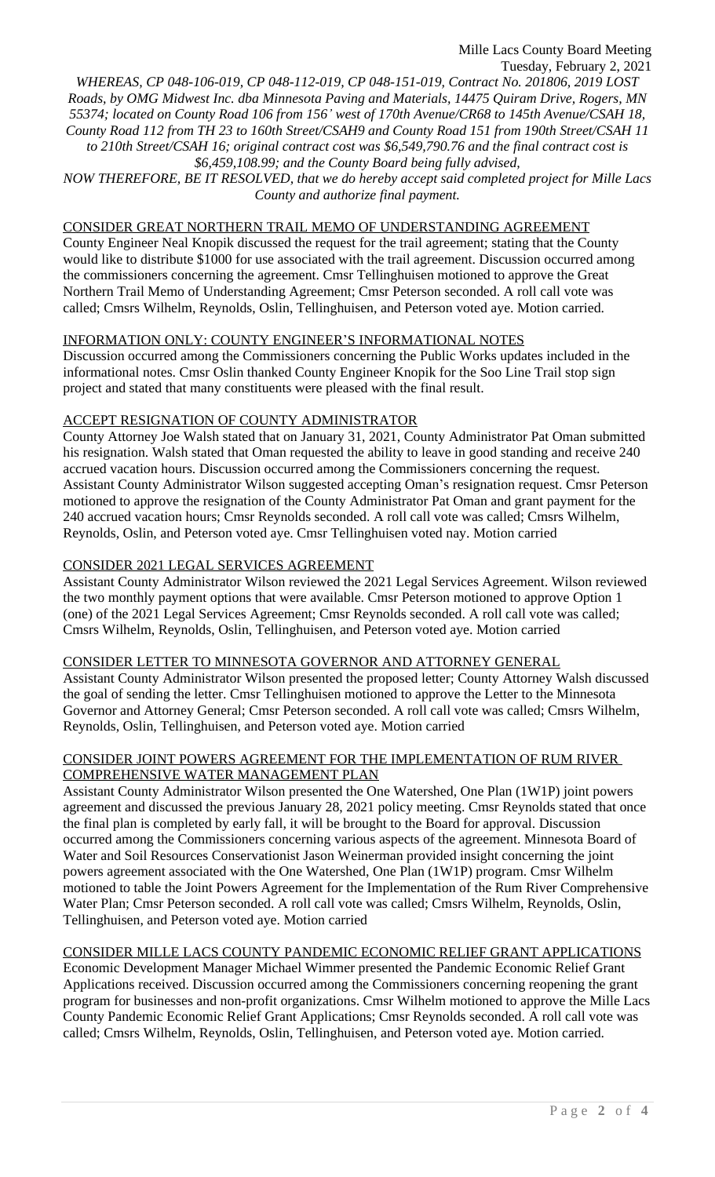*WHEREAS, CP 048-106-019, CP 048-112-019, CP 048-151-019, Contract No. 201806, 2019 LOST Roads, by OMG Midwest Inc. dba Minnesota Paving and Materials, 14475 Quiram Drive, Rogers, MN 55374; located on County Road 106 from 156' west of 170th Avenue/CR68 to 145th Avenue/CSAH 18, County Road 112 from TH 23 to 160th Street/CSAH9 and County Road 151 from 190th Street/CSAH 11 to 210th Street/CSAH 16; original contract cost was $6,549,790.76 and the final contract cost is $6,459,108.99; and the County Board being fully advised,*

*NOW THEREFORE, BE IT RESOLVED, that we do hereby accept said completed project for Mille Lacs County and authorize final payment.*

CONSIDER GREAT NORTHERN TRAIL MEMO OF UNDERSTANDING AGREEMENT

County Engineer Neal Knopik discussed the request for the trail agreement; stating that the County would like to distribute $1000 for use associated with the trail agreement. Discussion occurred among the commissioners concerning the agreement. Cmsr Tellinghuisen motioned to approve the Great Northern Trail Memo of Understanding Agreement; Cmsr Peterson seconded. A roll call vote was called; Cmsrs Wilhelm, Reynolds, Oslin, Tellinghuisen, and Peterson voted aye. Motion carried.

INFORMATION ONLY: COUNTY ENGINEER'S INFORMATIONAL NOTES

Discussion occurred among the Commissioners concerning the Public Works updates included in the informational notes. Cmsr Oslin thanked County Engineer Knopik for the Soo Line Trail stop sign project and stated that many constituents were pleased with the final result.

ACCEPT RESIGNATION OF COUNTY ADMINISTRATOR

County Attorney Joe Walsh stated that on January 31, 2021, County Administrator Pat Oman submitted his resignation. Walsh stated that Oman requested the ability to leave in good standing and receive 240 accrued vacation hours. Discussion occurred among the Commissioners concerning the request. Assistant County Administrator Wilson suggested accepting Oman's resignation request. Cmsr Peterson motioned to approve the resignation of the County Administrator Pat Oman and grant payment for the 240 accrued vacation hours; Cmsr Reynolds seconded. A roll call vote was called; Cmsrs Wilhelm, Reynolds, Oslin, and Peterson voted aye. Cmsr Tellinghuisen voted nay. Motion carried

CONSIDER 2021 LEGAL SERVICES AGREEMENT

Assistant County Administrator Wilson reviewed the 2021 Legal Services Agreement. Wilson reviewed the two monthly payment options that were available. Cmsr Peterson motioned to approve Option 1 (one) of the 2021 Legal Services Agreement; Cmsr Reynolds seconded. A roll call vote was called; Cmsrs Wilhelm, Reynolds, Oslin, Tellinghuisen, and Peterson voted aye. Motion carried

CONSIDER LETTER TO MINNESOTA GOVERNOR AND ATTORNEY GENERAL

Assistant County Administrator Wilson presented the proposed letter; County Attorney Walsh discussed the goal of sending the letter. Cmsr Tellinghuisen motioned to approve the Letter to the Minnesota Governor and Attorney General; Cmsr Peterson seconded. A roll call vote was called; Cmsrs Wilhelm, Reynolds, Oslin, Tellinghuisen, and Peterson voted aye. Motion carried

CONSIDER JOINT POWERS AGREEMENT FOR THE IMPLEMENTATION OF RUM RIVER COMPREHENSIVE WATER MANAGEMENT PLAN

Assistant County Administrator Wilson presented the One Watershed, One Plan (1W1P) joint powers agreement and discussed the previous January 28, 2021 policy meeting. Cmsr Reynolds stated that once the final plan is completed by early fall, it will be brought to the Board for approval. Discussion occurred among the Commissioners concerning various aspects of the agreement. Minnesota Board of Water and Soil Resources Conservationist Jason Weinerman provided insight concerning the joint powers agreement associated with the One Watershed, One Plan (1W1P) program. Cmsr Wilhelm motioned to table the Joint Powers Agreement for the Implementation of the Rum River Comprehensive Water Plan; Cmsr Peterson seconded. A roll call vote was called; Cmsrs Wilhelm, Reynolds, Oslin, Tellinghuisen, and Peterson voted aye. Motion carried

CONSIDER MILLE LACS COUNTY PANDEMIC ECONOMIC RELIEF GRANT APPLICATIONS

Economic Development Manager Michael Wimmer presented the Pandemic Economic Relief Grant Applications received. Discussion occurred among the Commissioners concerning reopening the grant program for businesses and non-profit organizations. Cmsr Wilhelm motioned to approve the Mille Lacs County Pandemic Economic Relief Grant Applications; Cmsr Reynolds seconded. A roll call vote was called; Cmsrs Wilhelm, Reynolds, Oslin, Tellinghuisen, and Peterson voted aye. Motion carried.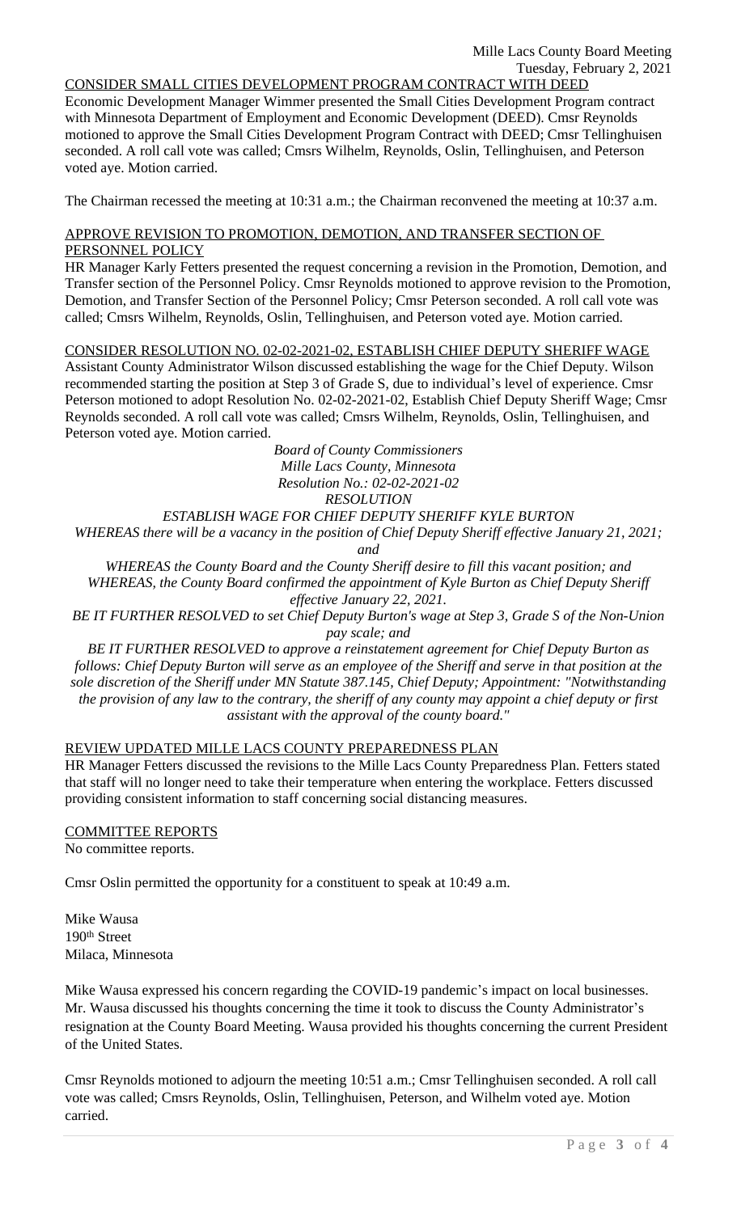## CONSIDER SMALL CITIES DEVELOPMENT PROGRAM CONTRACT WITH DEED

Economic Development Manager Wimmer presented the Small Cities Development Program contract with Minnesota Department of Employment and Economic Development (DEED). Cmsr Reynolds motioned to approve the Small Cities Development Program Contract with DEED; Cmsr Tellinghuisen seconded. A roll call vote was called; Cmsrs Wilhelm, Reynolds, Oslin, Tellinghuisen, and Peterson voted aye. Motion carried.

The Chairman recessed the meeting at 10:31 a.m.; the Chairman reconvened the meeting at 10:37 a.m.

## APPROVE REVISION TO PROMOTION, DEMOTION, AND TRANSFER SECTION OF PERSONNEL POLICY

HR Manager Karly Fetters presented the request concerning a revision in the Promotion, Demotion, and Transfer section of the Personnel Policy. Cmsr Reynolds motioned to approve revision to the Promotion, Demotion, and Transfer Section of the Personnel Policy; Cmsr Peterson seconded. A roll call vote was called; Cmsrs Wilhelm, Reynolds, Oslin, Tellinghuisen, and Peterson voted aye. Motion carried.

## CONSIDER RESOLUTION NO. 02-02-2021-02, ESTABLISH CHIEF DEPUTY SHERIFF WAGE

Assistant County Administrator Wilson discussed establishing the wage for the Chief Deputy. Wilson recommended starting the position at Step 3 of Grade S, due to individual's level of experience. Cmsr Peterson motioned to adopt Resolution No. 02-02-2021-02, Establish Chief Deputy Sheriff Wage; Cmsr Reynolds seconded. A roll call vote was called; Cmsrs Wilhelm, Reynolds, Oslin, Tellinghuisen, and Peterson voted aye. Motion carried.

*Board of County Commissioners*
*Mille Lacs County, Minnesota*
*Resolution No.: 02-02-2021-02*
*RESOLUTION*
*ESTABLISH WAGE FOR CHIEF DEPUTY SHERIFF KYLE BURTON*

*WHEREAS there will be a vacancy in the position of Chief Deputy Sheriff effective January 21, 2021; and*

*WHEREAS the County Board and the County Sheriff desire to fill this vacant position; and*

*WHEREAS, the County Board confirmed the appointment of Kyle Burton as Chief Deputy Sheriff effective January 22, 2021.*

*BE IT FURTHER RESOLVED to set Chief Deputy Burton's wage at Step 3, Grade S of the Non-Union pay scale; and*

*BE IT FURTHER RESOLVED to approve a reinstatement agreement for Chief Deputy Burton as follows: Chief Deputy Burton will serve as an employee of the Sheriff and serve in that position at the sole discretion of the Sheriff under MN Statute 387.145, Chief Deputy; Appointment: "Notwithstanding the provision of any law to the contrary, the sheriff of any county may appoint a chief deputy or first assistant with the approval of the county board."*

## REVIEW UPDATED MILLE LACS COUNTY PREPAREDNESS PLAN

HR Manager Fetters discussed the revisions to the Mille Lacs County Preparedness Plan. Fetters stated that staff will no longer need to take their temperature when entering the workplace. Fetters discussed providing consistent information to staff concerning social distancing measures.

## COMMITTEE REPORTS

No committee reports.

Cmsr Oslin permitted the opportunity for a constituent to speak at 10:49 a.m.

Mike Wausa
190th Street
Milaca, Minnesota

Mike Wausa expressed his concern regarding the COVID-19 pandemic's impact on local businesses. Mr. Wausa discussed his thoughts concerning the time it took to discuss the County Administrator's resignation at the County Board Meeting. Wausa provided his thoughts concerning the current President of the United States.

Cmsr Reynolds motioned to adjourn the meeting 10:51 a.m.; Cmsr Tellinghuisen seconded. A roll call vote was called; Cmsrs Reynolds, Oslin, Tellinghuisen, Peterson, and Wilhelm voted aye. Motion carried.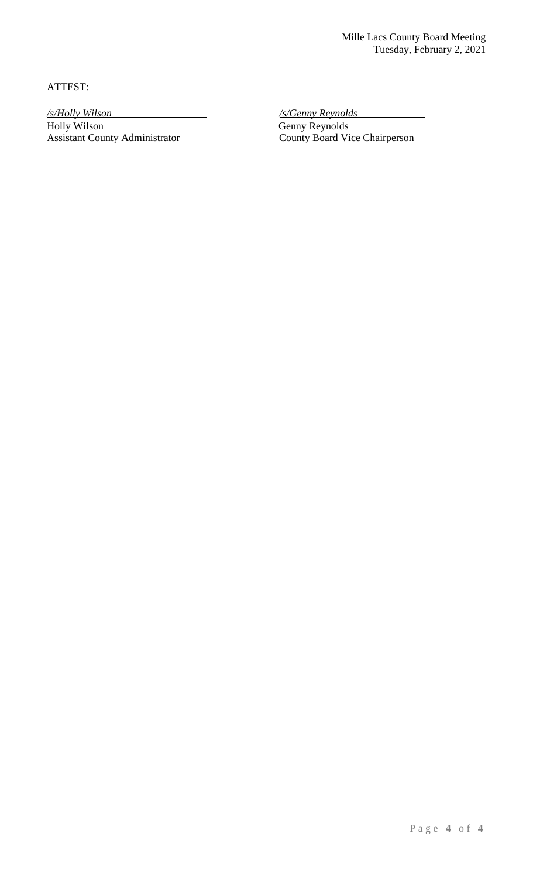ATTEST:

| | |
|---|---|
| */s/Holly Wilson* | */s/Genny Reynolds* |
| Holly Wilson | Genny Reynolds |
| Assistant County Administrator | County Board Vice Chairperson |